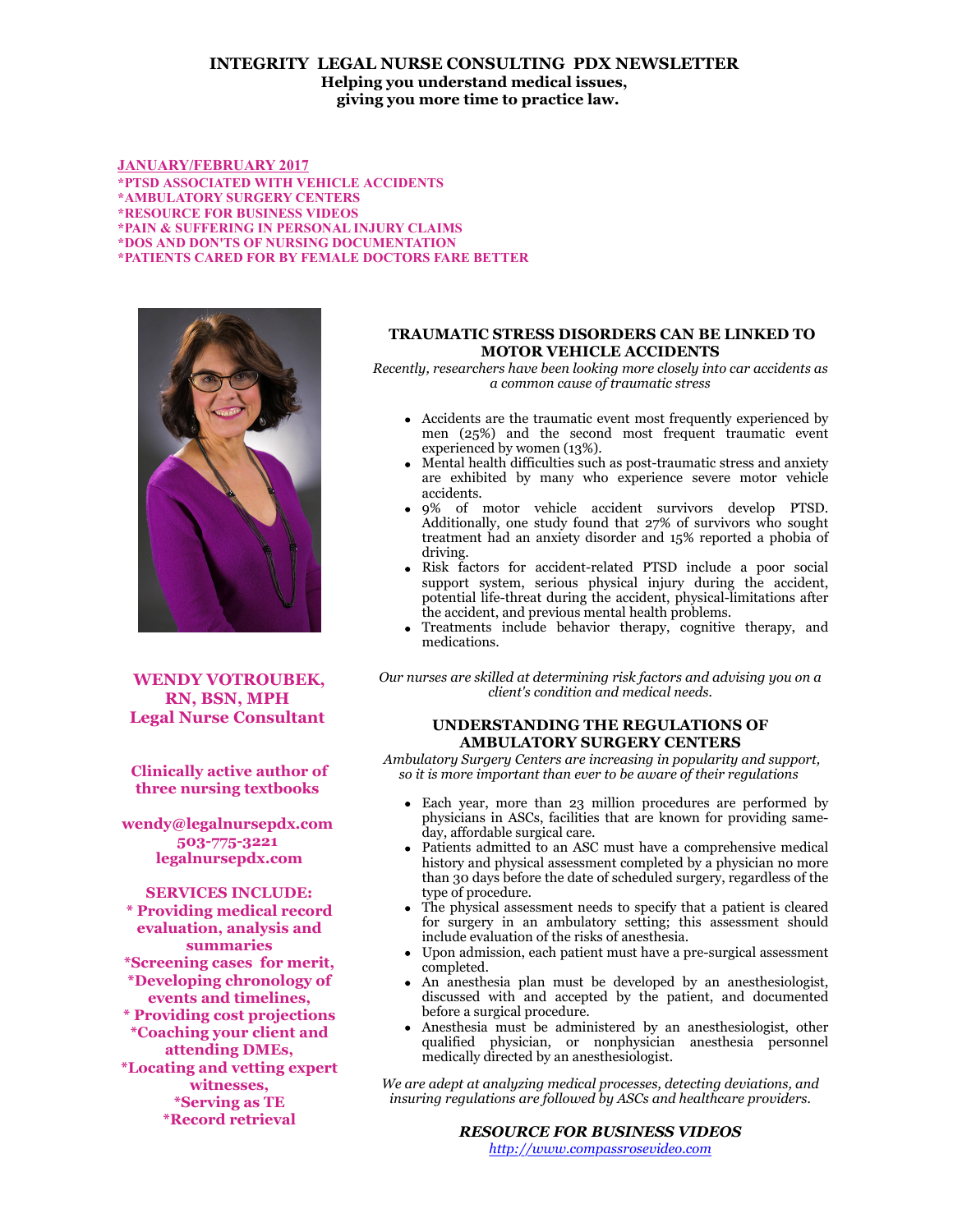# INTEGRITY LEGAL NURSE CONSULTING PDX NEWSLETTER

**Helping you understand medical issues, giving you more time to practice law.**

**JANUARY/FEBRUARY 2017**

**\*PTSD ASSOCIATED WITH VEHICLE ACCIDENTS**
**\*AMBULATORY SURGERY CENTERS**
**\*RESOURCE FOR BUSINESS VIDEOS**
**\*PAIN & SUFFERING IN PERSONAL INJURY CLAIMS**
**\*DOS AND DON'TS OF NURSING DOCUMENTATION**
**\*PATIENTS CARED FOR BY FEMALE DOCTORS FARE BETTER**

**WENDY VOTROUBEK, RN, BSN, MPH**
**Legal Nurse Consultant**

**Clinically active author of three nursing textbooks**

**wendy@legalnursepdx.com**
**503-775-3221**
**legalnursepdx.com**

**SERVICES INCLUDE:**
**\* Providing medical record evaluation, analysis and summaries**
**\*Screening cases for merit,**
**\*Developing chronology of events and timelines,**
**\* Providing cost projections**
**\*Coaching your client and attending DMEs,**
**\*Locating and vetting expert witnesses,**
**\*Serving as TE**
**\*Record retrieval**

## TRAUMATIC STRESS DISORDERS CAN BE LINKED TO MOTOR VEHICLE ACCIDENTS

*Recently, researchers have been looking more closely into car accidents as a common cause of traumatic stress*

- Accidents are the traumatic event most frequently experienced by men (25%) and the second most frequent traumatic event experienced by women (13%).
- Mental health difficulties such as post-traumatic stress and anxiety are exhibited by many who experience severe motor vehicle accidents.
- 9% of motor vehicle accident survivors develop PTSD. Additionally, one study found that 27% of survivors who sought treatment had an anxiety disorder and 15% reported a phobia of driving.
- Risk factors for accident-related PTSD include a poor social support system, serious physical injury during the accident, potential life-threat during the accident, physical-limitations after the accident, and previous mental health problems.
- Treatments include behavior therapy, cognitive therapy, and medications.

*Our nurses are skilled at determining risk factors and advising you on a client's condition and medical needs.*

## UNDERSTANDING THE REGULATIONS OF AMBULATORY SURGERY CENTERS

*Ambulatory Surgery Centers are increasing in popularity and support, so it is more important than ever to be aware of their regulations*

- Each year, more than 23 million procedures are performed by physicians in ASCs, facilities that are known for providing same-day, affordable surgical care.
- Patients admitted to an ASC must have a comprehensive medical history and physical assessment completed by a physician no more than 30 days before the date of scheduled surgery, regardless of the type of procedure.
- The physical assessment needs to specify that a patient is cleared for surgery in an ambulatory setting; this assessment should include evaluation of the risks of anesthesia.
- Upon admission, each patient must have a pre-surgical assessment completed.
- An anesthesia plan must be developed by an anesthesiologist, discussed with and accepted by the patient, and documented before a surgical procedure.
- Anesthesia must be administered by an anesthesiologist, other qualified physician, or nonphysician anesthesia personnel medically directed by an anesthesiologist.

*We are adept at analyzing medical processes, detecting deviations, and insuring regulations are followed by ASCs and healthcare providers.*

## *RESOURCE FOR BUSINESS VIDEOS*

http://www.compassrosevideo.com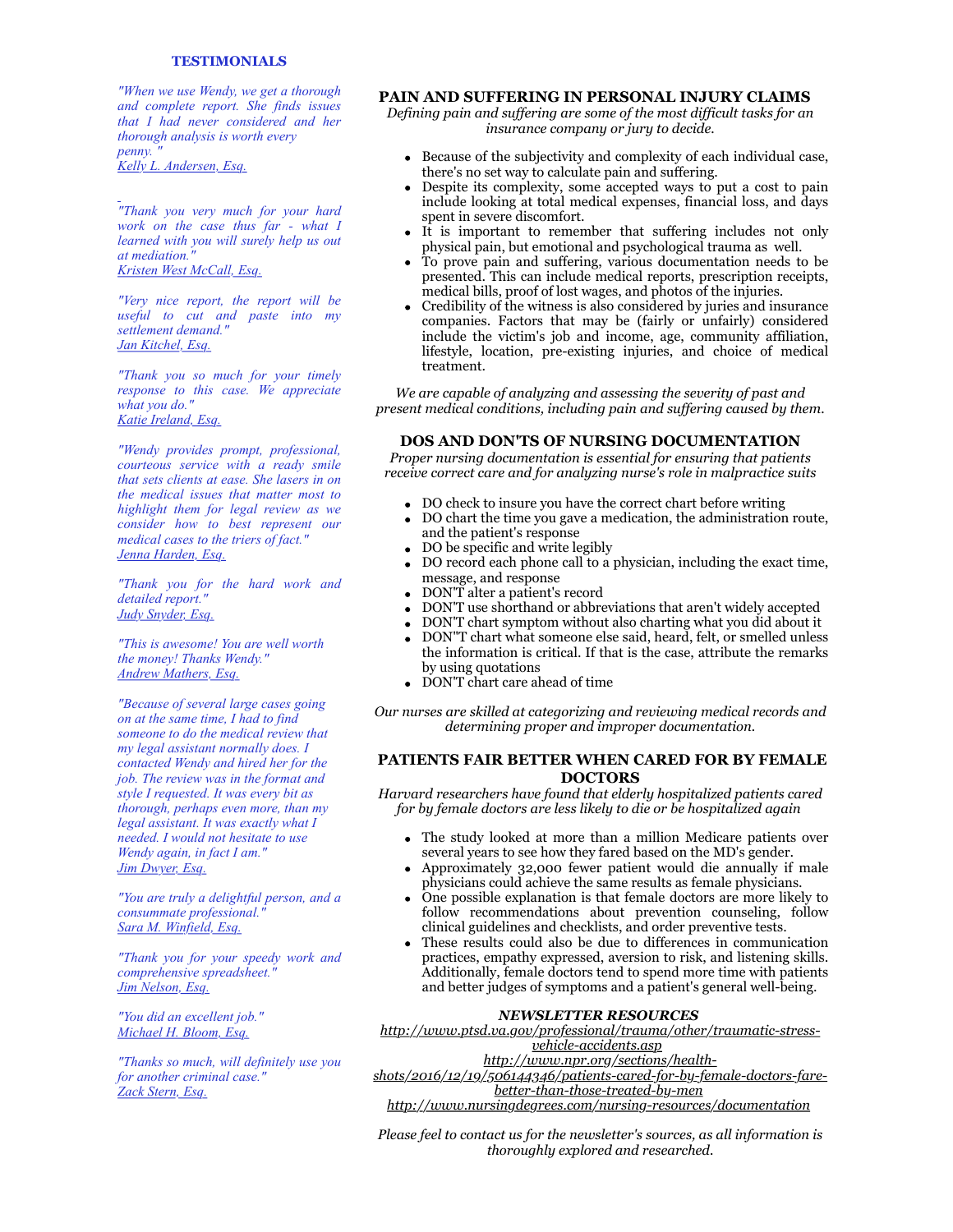## TESTIMONIALS

*"When we use Wendy, we get a thorough and complete report. She finds issues that I had never considered and her thorough analysis is worth every penny."*
Kelly L. Andersen, Esq.

*"Thank you very much for your hard work on the case thus far - what I learned with you will surely help us out at mediation."*
Kristen West McCall, Esq.

*"Very nice report, the report will be useful to cut and paste into my settlement demand."*
Jan Kitchel, Esq.

*"Thank you so much for your timely response to this case. We appreciate what you do."*
Katie Ireland, Esq.

*"Wendy provides prompt, professional, courteous service with a ready smile that sets clients at ease. She lasers in on the medical issues that matter most to highlight them for legal review as we consider how to best represent our medical cases to the triers of fact."*
Jenna Harden, Esq.

*"Thank you for the hard work and detailed report."*
Judy Snyder, Esq.

*"This is awesome! You are well worth the money! Thanks Wendy."*
Andrew Mathers, Esq.

*"Because of several large cases going on at the same time, I had to find someone to do the medical review that my legal assistant normally does. I contacted Wendy and hired her for the job. The review was in the format and style I requested. It was every bit as thorough, perhaps even more, than my legal assistant. It was exactly what I needed. I would not hesitate to use Wendy again, in fact I am."*
Jim Dwyer, Esq.

*"You are truly a delightful person, and a consummate professional."*
Sara M. Winfield, Esq.

*"Thank you for your speedy work and comprehensive spreadsheet."*
Jim Nelson, Esq.

*"You did an excellent job."*
Michael H. Bloom, Esq.

*"Thanks so much, will definitely use you for another criminal case."*
Zack Stern, Esq.

## PAIN AND SUFFERING IN PERSONAL INJURY CLAIMS

*Defining pain and suffering are some of the most difficult tasks for an insurance company or jury to decide.*

- Because of the subjectivity and complexity of each individual case, there's no set way to calculate pain and suffering.
- Despite its complexity, some accepted ways to put a cost to pain include looking at total medical expenses, financial loss, and days spent in severe discomfort.
- It is important to remember that suffering includes not only physical pain, but emotional and psychological trauma as well.
- To prove pain and suffering, various documentation needs to be presented. This can include medical reports, prescription receipts, medical bills, proof of lost wages, and photos of the injuries.
- Credibility of the witness is also considered by juries and insurance companies. Factors that may be (fairly or unfairly) considered include the victim's job and income, age, community affiliation, lifestyle, location, pre-existing injuries, and choice of medical treatment.

*We are capable of analyzing and assessing the severity of past and present medical conditions, including pain and suffering caused by them.*

## DOS AND DON'TS OF NURSING DOCUMENTATION

*Proper nursing documentation is essential for ensuring that patients receive correct care and for analyzing nurse's role in malpractice suits*

- DO check to insure you have the correct chart before writing
- DO chart the time you gave a medication, the administration route, and the patient's response
- DO be specific and write legibly
- DO record each phone call to a physician, including the exact time, message, and response
- DON'T alter a patient's record
- DON'T use shorthand or abbreviations that aren't widely accepted
- DON'T chart symptom without also charting what you did about it
- DON"T chart what someone else said, heard, felt, or smelled unless the information is critical. If that is the case, attribute the remarks by using quotations
- DON'T chart care ahead of time

*Our nurses are skilled at categorizing and reviewing medical records and determining proper and improper documentation.*

## PATIENTS FAIR BETTER WHEN CARED FOR BY FEMALE DOCTORS

*Harvard researchers have found that elderly hospitalized patients cared for by female doctors are less likely to die or be hospitalized again*

- The study looked at more than a million Medicare patients over several years to see how they fared based on the MD's gender.
- Approximately 32,000 fewer patient would die annually if male physicians could achieve the same results as female physicians.
- One possible explanation is that female doctors are more likely to follow recommendations about prevention counseling, follow clinical guidelines and checklists, and order preventive tests.
- These results could also be due to differences in communication practices, empathy expressed, aversion to risk, and listening skills. Additionally, female doctors tend to spend more time with patients and better judges of symptoms and a patient's general well-being.

### *NEWSLETTER RESOURCES*

http://www.ptsd.va.gov/professional/trauma/other/traumatic-stress-vehicle-accidents.asp
http://www.npr.org/sections/health-shots/2016/12/19/506144346/patients-cared-for-by-female-doctors-fare-better-than-those-treated-by-men
http://www.nursingdegrees.com/nursing-resources/documentation

*Please feel to contact us for the newsletter's sources, as all information is thoroughly explored and researched.*